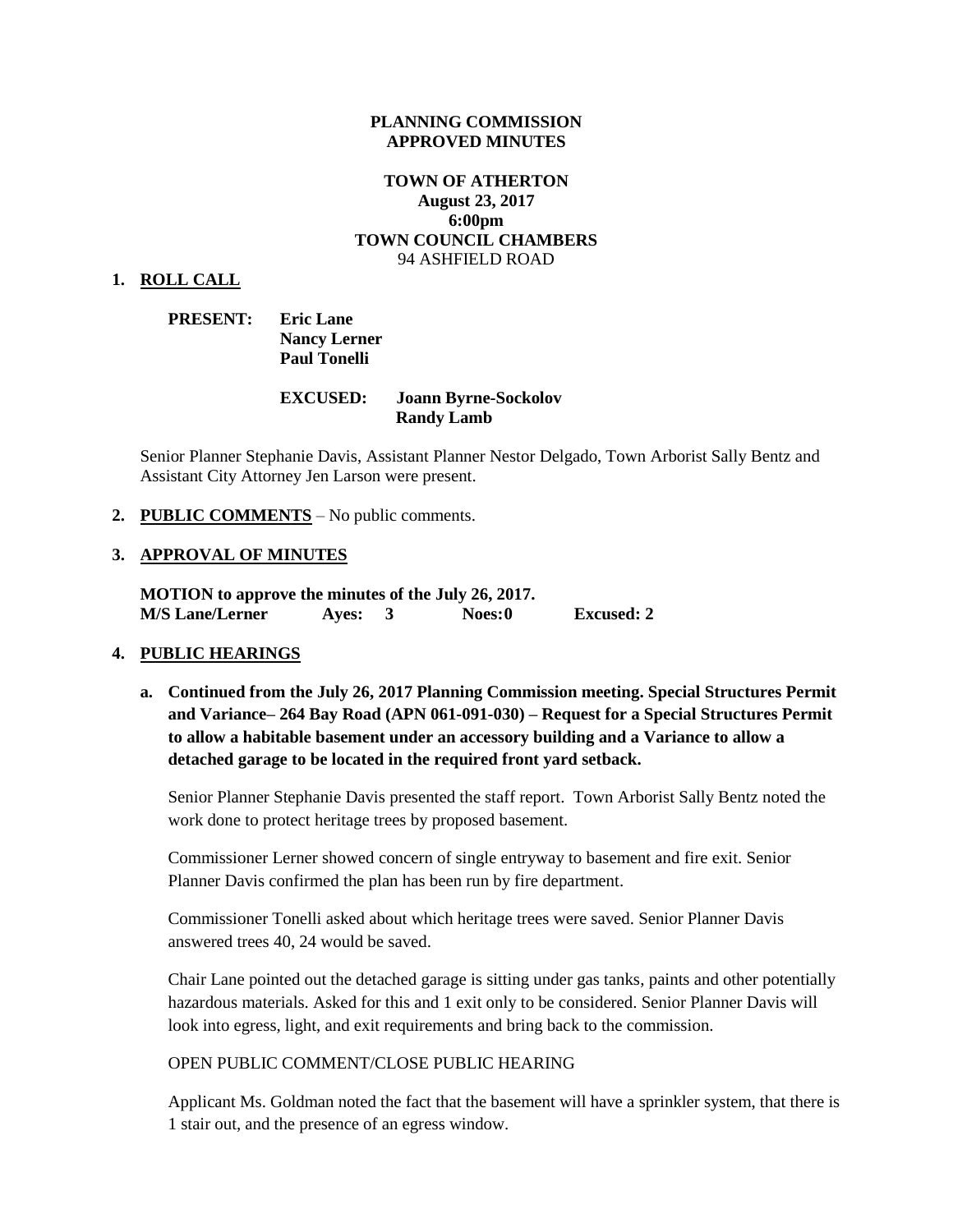**PLANNING COMMISSION**
**APPROVED MINUTES**

**TOWN OF ATHERTON**
**August 23, 2017**
**6:00pm**
**TOWN COUNCIL CHAMBERS**
94 ASHFIELD ROAD

**1. ROLL CALL**

**PRESENT:** **Eric Lane**
**Nancy Lerner**
**Paul Tonelli**

**EXCUSED:** **Joann Byrne-Sockolov**
**Randy Lamb**

Senior Planner Stephanie Davis, Assistant Planner Nestor Delgado, Town Arborist Sally Bentz and Assistant City Attorney Jen Larson were present.

**2. PUBLIC COMMENTS** – No public comments.

**3. APPROVAL OF MINUTES**

**MOTION to approve the minutes of the July 26, 2017.**
**M/S Lane/Lerner Ayes: 3 Noes: 0 Excused: 2**

**4. PUBLIC HEARINGS**

**a. Continued from the July 26, 2017 Planning Commission meeting. Special Structures Permit and Variance– 264 Bay Road (APN 061-091-030) – Request for a Special Structures Permit to allow a habitable basement under an accessory building and a Variance to allow a detached garage to be located in the required front yard setback.**

Senior Planner Stephanie Davis presented the staff report. Town Arborist Sally Bentz noted the work done to protect heritage trees by proposed basement.

Commissioner Lerner showed concern of single entryway to basement and fire exit. Senior Planner Davis confirmed the plan has been run by fire department.

Commissioner Tonelli asked about which heritage trees were saved. Senior Planner Davis answered trees 40, 24 would be saved.

Chair Lane pointed out the detached garage is sitting under gas tanks, paints and other potentially hazardous materials. Asked for this and 1 exit only to be considered. Senior Planner Davis will look into egress, light, and exit requirements and bring back to the commission.

OPEN PUBLIC COMMENT/CLOSE PUBLIC HEARING

Applicant Ms. Goldman noted the fact that the basement will have a sprinkler system, that there is 1 stair out, and the presence of an egress window.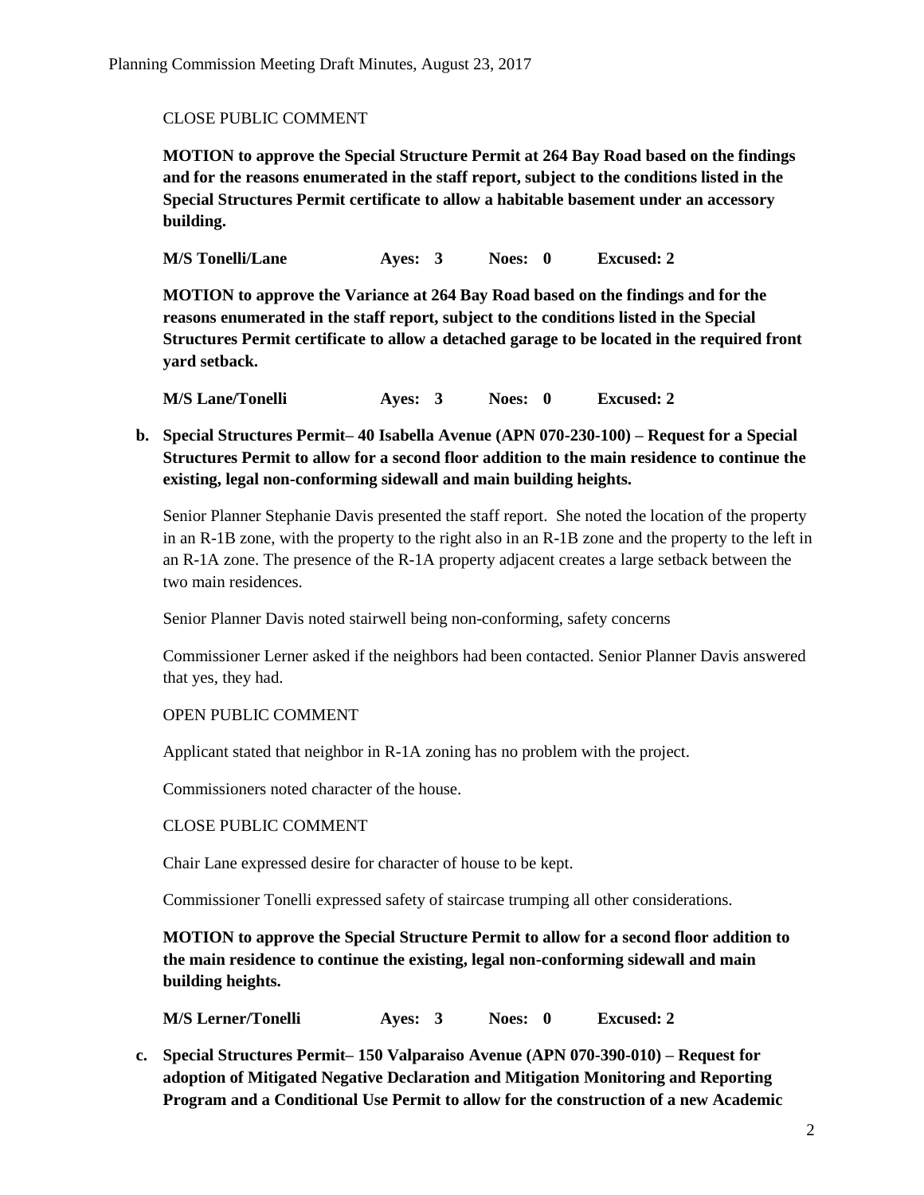CLOSE PUBLIC COMMENT

**MOTION to approve the Special Structure Permit at 264 Bay Road based on the findings and for the reasons enumerated in the staff report, subject to the conditions listed in the Special Structures Permit certificate to allow a habitable basement under an accessory building.**

**M/S Tonelli/Lane Ayes: 3 Noes: 0 Excused: 2**

**MOTION to approve the Variance at 264 Bay Road based on the findings and for the reasons enumerated in the staff report, subject to the conditions listed in the Special Structures Permit certificate to allow a detached garage to be located in the required front yard setback.**

**M/S Lane/Tonelli Ayes: 3 Noes: 0 Excused: 2**

**b. Special Structures Permit– 40 Isabella Avenue (APN 070-230-100) – Request for a Special Structures Permit to allow for a second floor addition to the main residence to continue the existing, legal non-conforming sidewall and main building heights.**

Senior Planner Stephanie Davis presented the staff report. She noted the location of the property in an R-1B zone, with the property to the right also in an R-1B zone and the property to the left in an R-1A zone. The presence of the R-1A property adjacent creates a large setback between the two main residences.

Senior Planner Davis noted stairwell being non-conforming, safety concerns

Commissioner Lerner asked if the neighbors had been contacted. Senior Planner Davis answered that yes, they had.

OPEN PUBLIC COMMENT

Applicant stated that neighbor in R-1A zoning has no problem with the project.

Commissioners noted character of the house.

CLOSE PUBLIC COMMENT

Chair Lane expressed desire for character of house to be kept.

Commissioner Tonelli expressed safety of staircase trumping all other considerations.

**MOTION to approve the Special Structure Permit to allow for a second floor addition to the main residence to continue the existing, legal non-conforming sidewall and main building heights.**

**M/S Lerner/Tonelli Ayes: 3 Noes: 0 Excused: 2**

**c. Special Structures Permit– 150 Valparaiso Avenue (APN 070-390-010) – Request for adoption of Mitigated Negative Declaration and Mitigation Monitoring and Reporting Program and a Conditional Use Permit to allow for the construction of a new Academic**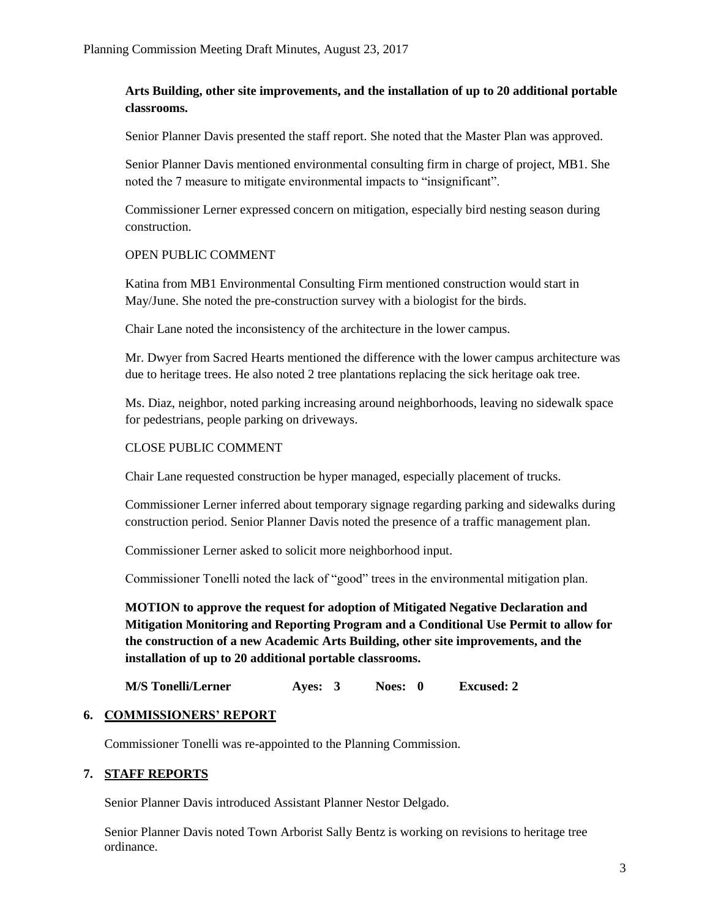**Arts Building, other site improvements, and the installation of up to 20 additional portable classrooms.**

Senior Planner Davis presented the staff report. She noted that the Master Plan was approved.

Senior Planner Davis mentioned environmental consulting firm in charge of project, MB1. She noted the 7 measure to mitigate environmental impacts to "insignificant".

Commissioner Lerner expressed concern on mitigation, especially bird nesting season during construction.

OPEN PUBLIC COMMENT

Katina from MB1 Environmental Consulting Firm mentioned construction would start in May/June. She noted the pre-construction survey with a biologist for the birds.

Chair Lane noted the inconsistency of the architecture in the lower campus.

Mr. Dwyer from Sacred Hearts mentioned the difference with the lower campus architecture was due to heritage trees. He also noted 2 tree plantations replacing the sick heritage oak tree.

Ms. Diaz, neighbor, noted parking increasing around neighborhoods, leaving no sidewalk space for pedestrians, people parking on driveways.

CLOSE PUBLIC COMMENT

Chair Lane requested construction be hyper managed, especially placement of trucks.

Commissioner Lerner inferred about temporary signage regarding parking and sidewalks during construction period. Senior Planner Davis noted the presence of a traffic management plan.

Commissioner Lerner asked to solicit more neighborhood input.

Commissioner Tonelli noted the lack of "good" trees in the environmental mitigation plan.

**MOTION to approve the request for adoption of Mitigated Negative Declaration and Mitigation Monitoring and Reporting Program and a Conditional Use Permit to allow for the construction of a new Academic Arts Building, other site improvements, and the installation of up to 20 additional portable classrooms.**

**M/S Tonelli/Lerner Ayes: 3 Noes: 0 Excused: 2**

## 6. COMMISSIONERS' REPORT

Commissioner Tonelli was re-appointed to the Planning Commission.

## 7. STAFF REPORTS

Senior Planner Davis introduced Assistant Planner Nestor Delgado.

Senior Planner Davis noted Town Arborist Sally Bentz is working on revisions to heritage tree ordinance.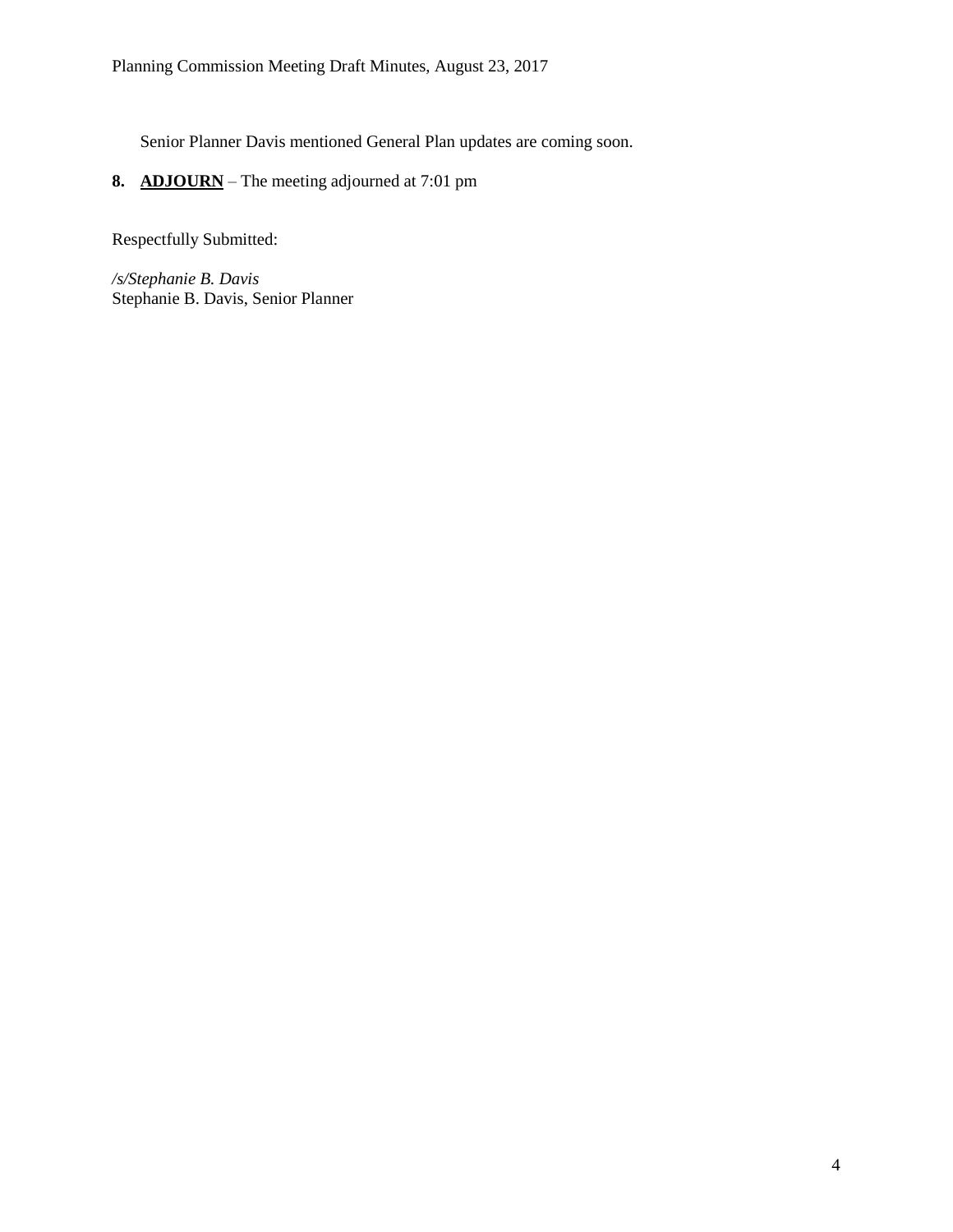Senior Planner Davis mentioned General Plan updates are coming soon.

**8. ADJOURN** – The meeting adjourned at 7:01 pm

Respectfully Submitted:

*/s/Stephanie B. Davis*
Stephanie B. Davis, Senior Planner